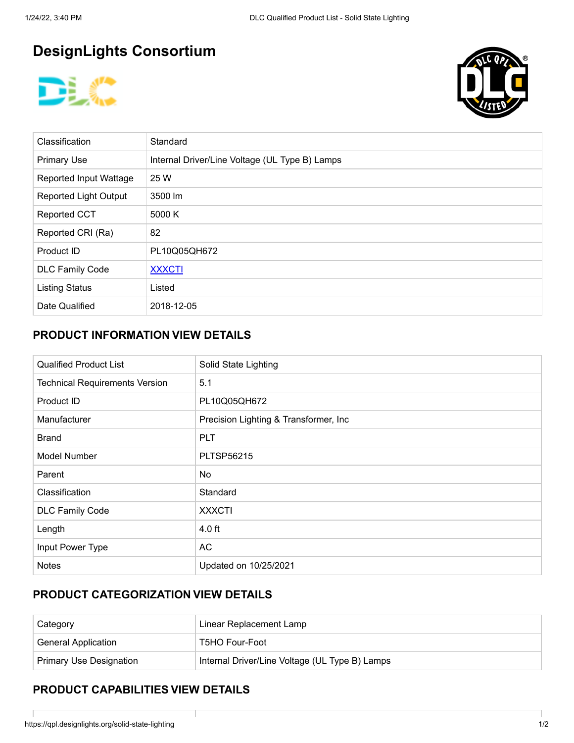# DesignLights Consortium

| | |
|---|---|
| Classification | Standard |
| Primary Use | Internal Driver/Line Voltage (UL Type B) Lamps |
| Reported Input Wattage | 25 W |
| Reported Light Output | 3500 lm |
| Reported CCT | 5000 K |
| Reported CRI (Ra) | 82 |
| Product ID | PL10Q05QH672 |
| DLC Family Code | XXXCTI |
| Listing Status | Listed |
| Date Qualified | 2018-12-05 |

## PRODUCT INFORMATION VIEW DETAILS

| | |
|---|---|
| Qualified Product List | Solid State Lighting |
| Technical Requirements Version | 5.1 |
| Product ID | PL10Q05QH672 |
| Manufacturer | Precision Lighting & Transformer, Inc |
| Brand | PLT |
| Model Number | PLTSP56215 |
| Parent | No |
| Classification | Standard |
| DLC Family Code | XXXCTI |
| Length | 4.0 ft |
| Input Power Type | AC |
| Notes | Updated on 10/25/2021 |

## PRODUCT CATEGORIZATION VIEW DETAILS

| | |
|---|---|
| Category | Linear Replacement Lamp |
| General Application | T5HO Four-Foot |
| Primary Use Designation | Internal Driver/Line Voltage (UL Type B) Lamps |

## PRODUCT CAPABILITIES VIEW DETAILS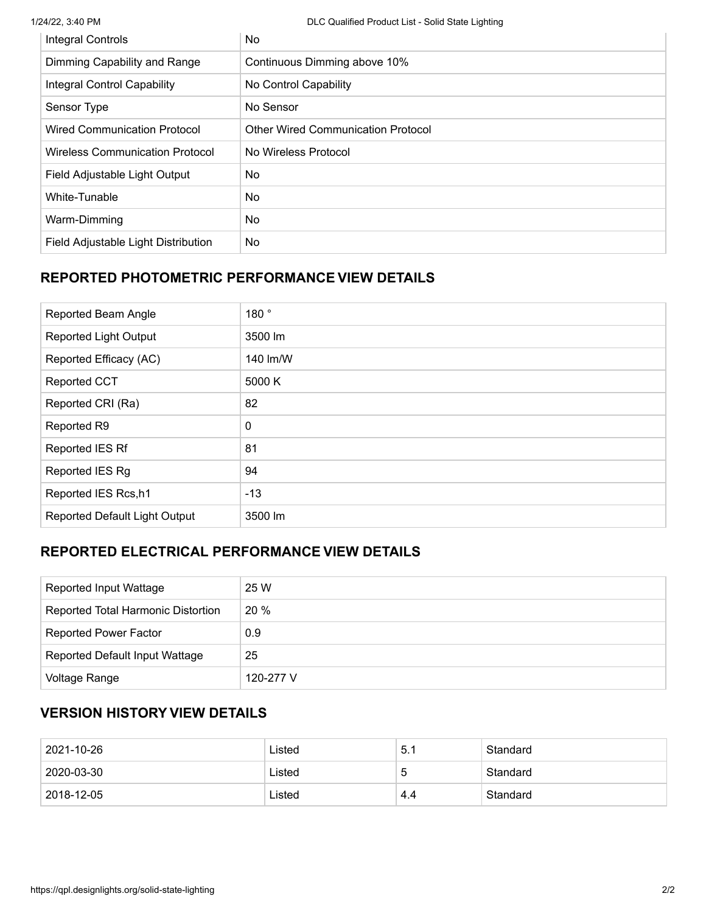| | |
|---|---|
| Integral Controls | No |
| Dimming Capability and Range | Continuous Dimming above 10% |
| Integral Control Capability | No Control Capability |
| Sensor Type | No Sensor |
| Wired Communication Protocol | Other Wired Communication Protocol |
| Wireless Communication Protocol | No Wireless Protocol |
| Field Adjustable Light Output | No |
| White-Tunable | No |
| Warm-Dimming | No |
| Field Adjustable Light Distribution | No |

## REPORTED PHOTOMETRIC PERFORMANCE VIEW DETAILS

| | |
|---|---|
| Reported Beam Angle | 180 ° |
| Reported Light Output | 3500 lm |
| Reported Efficacy (AC) | 140 lm/W |
| Reported CCT | 5000 K |
| Reported CRI (Ra) | 82 |
| Reported R9 | 0 |
| Reported IES Rf | 81 |
| Reported IES Rg | 94 |
| Reported IES Rcs,h1 | -13 |
| Reported Default Light Output | 3500 lm |

## REPORTED ELECTRICAL PERFORMANCE VIEW DETAILS

| | |
|---|---|
| Reported Input Wattage | 25 W |
| Reported Total Harmonic Distortion | 20 % |
| Reported Power Factor | 0.9 |
| Reported Default Input Wattage | 25 |
| Voltage Range | 120-277 V |

## VERSION HISTORY VIEW DETAILS

| | | | |
|---|---|---|---|
| 2021-10-26 | Listed | 5.1 | Standard |
| 2020-03-30 | Listed | 5 | Standard |
| 2018-12-05 | Listed | 4.4 | Standard |